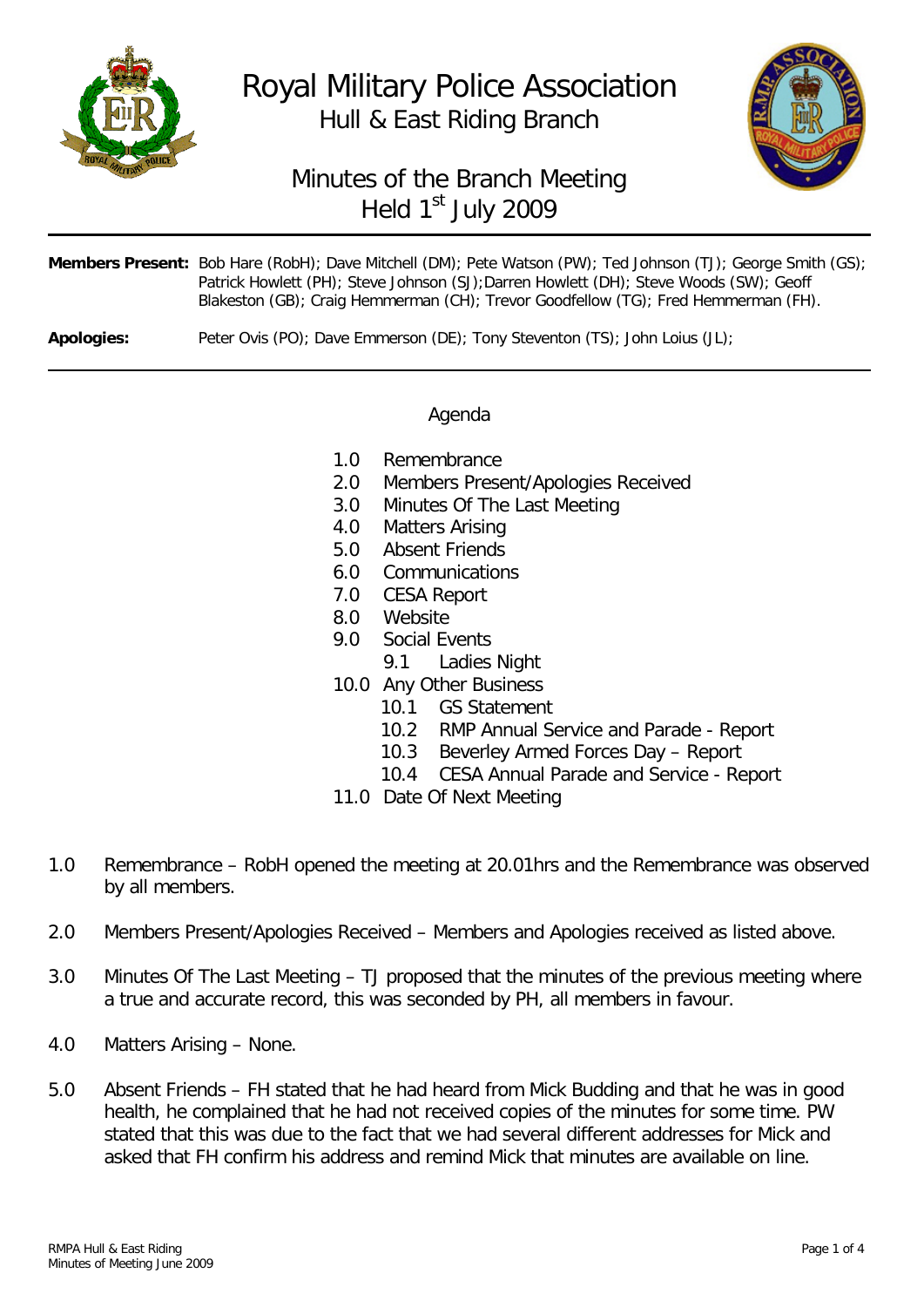# Royal Military Police Association

## Hull & East Riding Branch

## Minutes of the Branch Meeting
## Held 1st July 2009

**Members Present:** Bob Hare (RobH); Dave Mitchell (DM); Pete Watson (PW); Ted Johnson (TJ); George Smith (GS); Patrick Howlett (PH); Steve Johnson (SJ);Darren Howlett (DH); Steve Woods (SW); Geoff Blakeston (GB); Craig Hemmerman (CH); Trevor Goodfellow (TG); Fred Hemmerman (FH).

**Apologies:** Peter Ovis (PO); Dave Emmerson (DE); Tony Steventon (TS); John Loius (JL);

---

### Agenda

- 1.0 Remembrance
- 2.0 Members Present/Apologies Received
- 3.0 Minutes Of The Last Meeting
- 4.0 Matters Arising
- 5.0 Absent Friends
- 6.0 Communications
- 7.0 CESA Report
- 8.0 Website
- 9.0 Social Events
  - 9.1 Ladies Night
- 10.0 Any Other Business
  - 10.1 GS Statement
  - 10.2 RMP Annual Service and Parade - Report
  - 10.3 Beverley Armed Forces Day – Report
  - 10.4 CESA Annual Parade and Service - Report
- 11.0 Date Of Next Meeting

1.0 Remembrance – RobH opened the meeting at 20.01hrs and the Remembrance was observed by all members.

2.0 Members Present/Apologies Received – Members and Apologies received as listed above.

3.0 Minutes Of The Last Meeting – TJ proposed that the minutes of the previous meeting where a true and accurate record, this was seconded by PH, all members in favour.

4.0 Matters Arising – None.

5.0 Absent Friends – FH stated that he had heard from Mick Budding and that he was in good health, he complained that he had not received copies of the minutes for some time. PW stated that this was due to the fact that we had several different addresses for Mick and asked that FH confirm his address and remind Mick that minutes are available on line.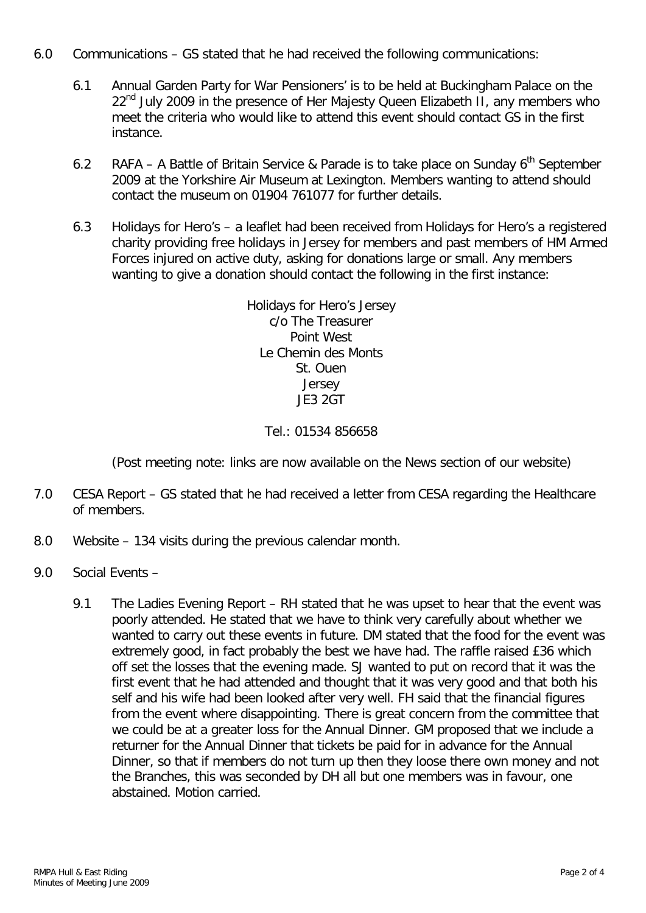6.0 Communications – GS stated that he had received the following communications:

6.1 Annual Garden Party for War Pensioners' is to be held at Buckingham Palace on the 22nd July 2009 in the presence of Her Majesty Queen Elizabeth II, any members who meet the criteria who would like to attend this event should contact GS in the first instance.

6.2 RAFA – A Battle of Britain Service & Parade is to take place on Sunday 6th September 2009 at the Yorkshire Air Museum at Lexington. Members wanting to attend should contact the museum on 01904 761077 for further details.

6.3 Holidays for Hero's – a leaflet had been received from Holidays for Hero's a registered charity providing free holidays in Jersey for members and past members of HM Armed Forces injured on active duty, asking for donations large or small. Any members wanting to give a donation should contact the following in the first instance:

Holidays for Hero's Jersey
c/o The Treasurer
Point West
Le Chemin des Monts
St. Ouen
Jersey
JE3 2GT

Tel.: 01534 856658

(Post meeting note: links are now available on the News section of our website)

7.0 CESA Report – GS stated that he had received a letter from CESA regarding the Healthcare of members.

8.0 Website – 134 visits during the previous calendar month.

9.0 Social Events –

9.1 The Ladies Evening Report – RH stated that he was upset to hear that the event was poorly attended. He stated that we have to think very carefully about whether we wanted to carry out these events in future. DM stated that the food for the event was extremely good, in fact probably the best we have had. The raffle raised £36 which off set the losses that the evening made. SJ wanted to put on record that it was the first event that he had attended and thought that it was very good and that both his self and his wife had been looked after very well. FH said that the financial figures from the event where disappointing. There is great concern from the committee that we could be at a greater loss for the Annual Dinner. GM proposed that we include a returner for the Annual Dinner that tickets be paid for in advance for the Annual Dinner, so that if members do not turn up then they loose there own money and not the Branches, this was seconded by DH all but one members was in favour, one abstained. Motion carried.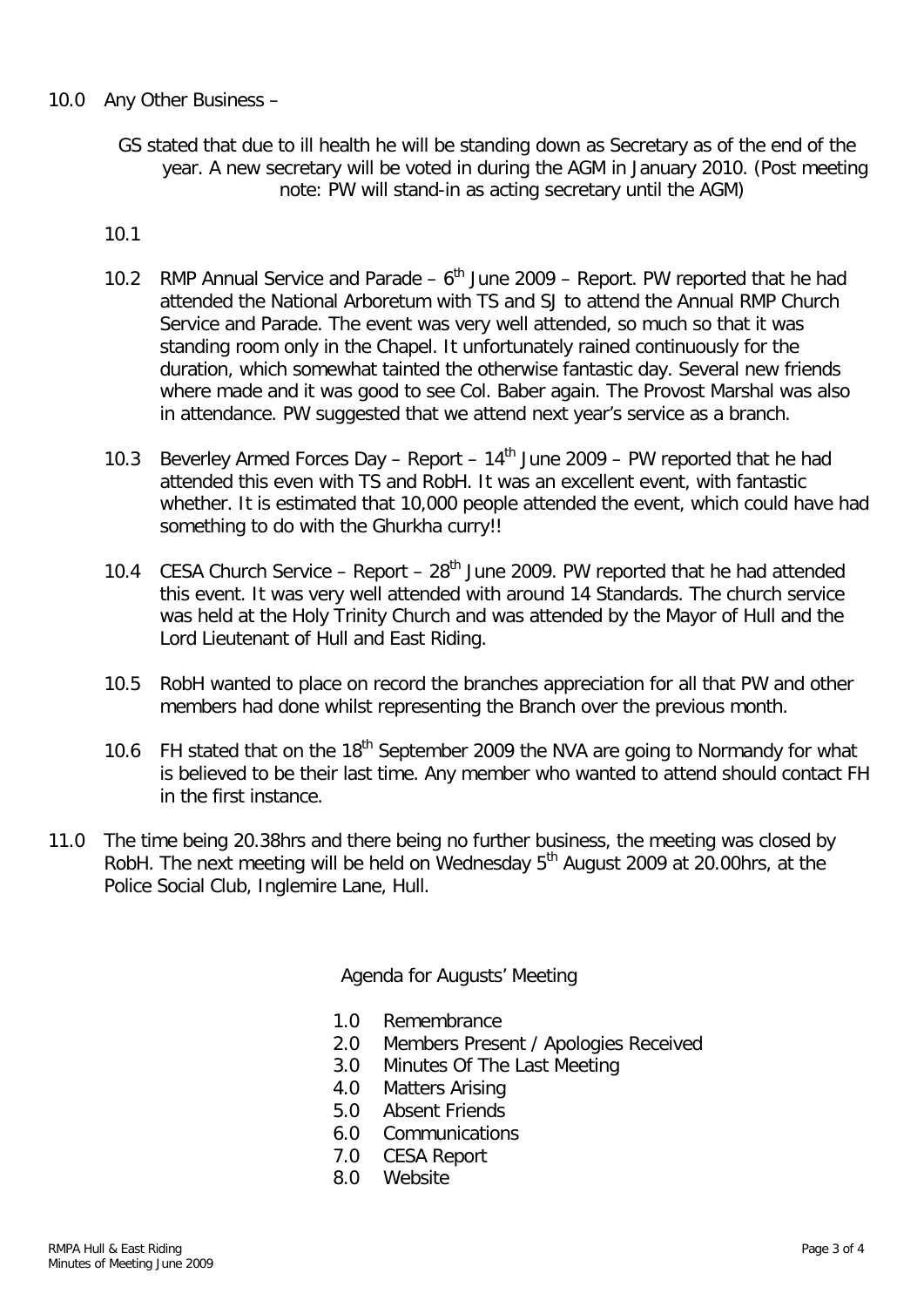10.0 Any Other Business –

GS stated that due to ill health he will be standing down as Secretary as of the end of the year. A new secretary will be voted in during the AGM in January 2010. (Post meeting note: PW will stand-in as acting secretary until the AGM)

10.1

10.2 RMP Annual Service and Parade – 6th June 2009 – Report. PW reported that he had attended the National Arboretum with TS and SJ to attend the Annual RMP Church Service and Parade. The event was very well attended, so much so that it was standing room only in the Chapel. It unfortunately rained continuously for the duration, which somewhat tainted the otherwise fantastic day. Several new friends where made and it was good to see Col. Baber again. The Provost Marshal was also in attendance. PW suggested that we attend next year's service as a branch.

10.3 Beverley Armed Forces Day – Report – 14th June 2009 – PW reported that he had attended this even with TS and RobH. It was an excellent event, with fantastic whether. It is estimated that 10,000 people attended the event, which could have had something to do with the Ghurkha curry!!

10.4 CESA Church Service – Report – 28th June 2009. PW reported that he had attended this event. It was very well attended with around 14 Standards. The church service was held at the Holy Trinity Church and was attended by the Mayor of Hull and the Lord Lieutenant of Hull and East Riding.

10.5 RobH wanted to place on record the branches appreciation for all that PW and other members had done whilst representing the Branch over the previous month.

10.6 FH stated that on the 18th September 2009 the NVA are going to Normandy for what is believed to be their last time. Any member who wanted to attend should contact FH in the first instance.

11.0 The time being 20.38hrs and there being no further business, the meeting was closed by RobH. The next meeting will be held on Wednesday 5th August 2009 at 20.00hrs, at the Police Social Club, Inglemire Lane, Hull.

Agenda for Augusts' Meeting

1.0 Remembrance
2.0 Members Present / Apologies Received
3.0 Minutes Of The Last Meeting
4.0 Matters Arising
5.0 Absent Friends
6.0 Communications
7.0 CESA Report
8.0 Website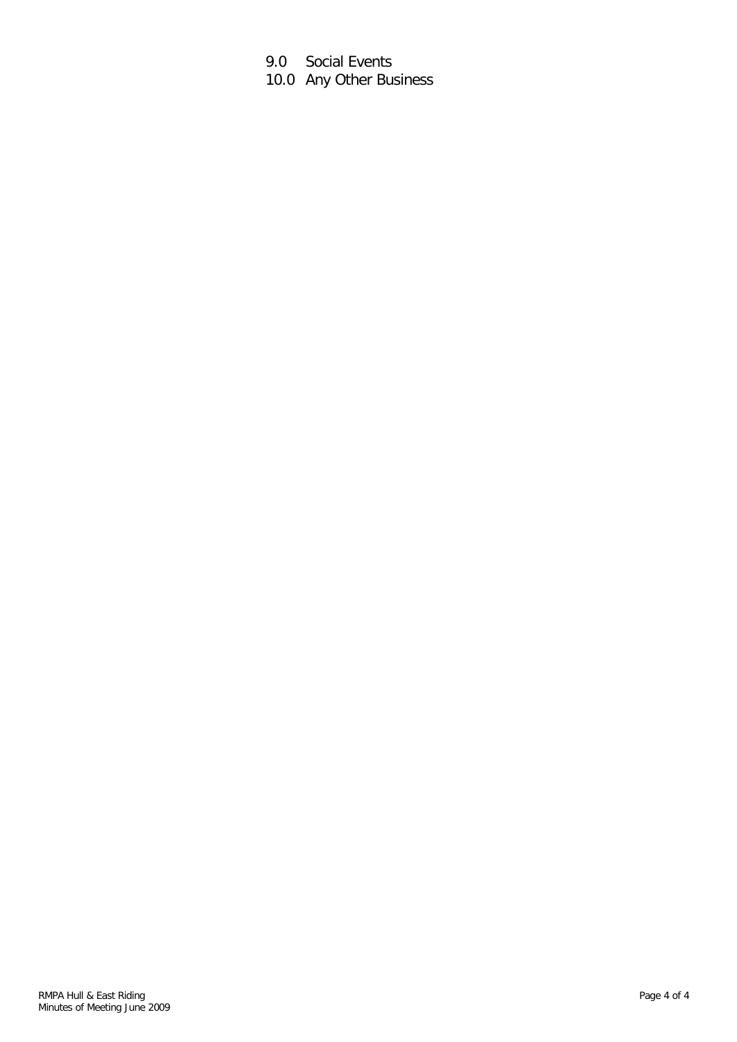9.0 Social Events

10.0 Any Other Business